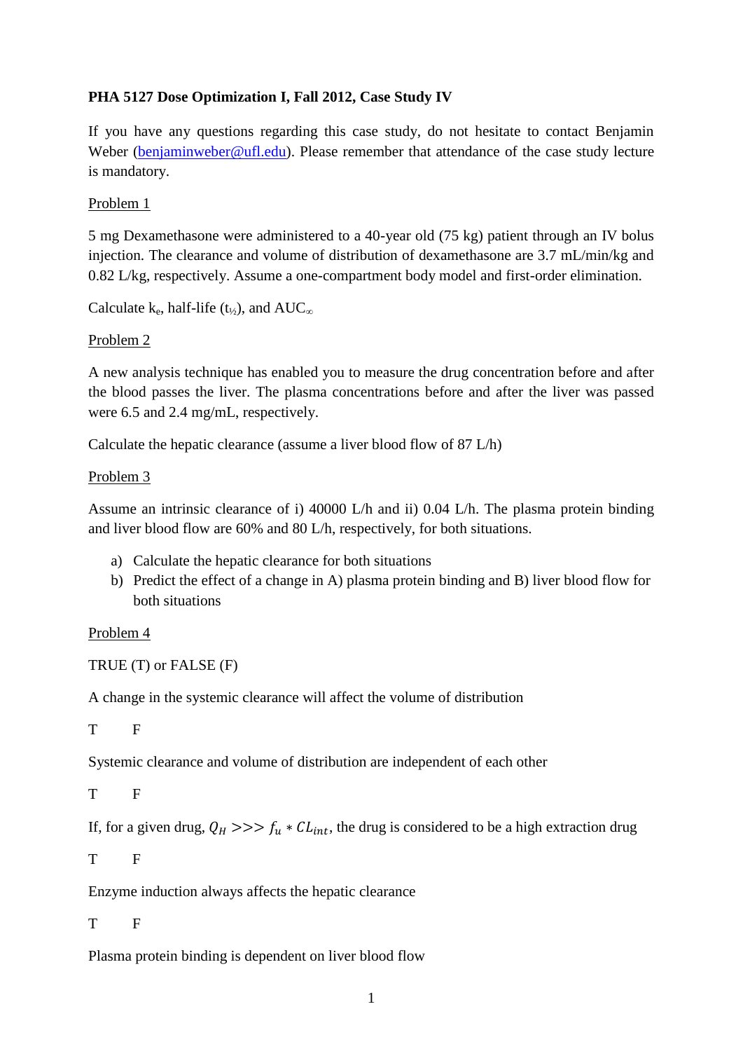**PHA 5127 Dose Optimization I, Fall 2012, Case Study IV**

If you have any questions regarding this case study, do not hesitate to contact Benjamin Weber (benjaminweber@ufl.edu). Please remember that attendance of the case study lecture is mandatory.

Problem 1

5 mg Dexamethasone were administered to a 40-year old (75 kg) patient through an IV bolus injection. The clearance and volume of distribution of dexamethasone are 3.7 mL/min/kg and 0.82 L/kg, respectively. Assume a one-compartment body model and first-order elimination.

Calculate $k_e$, half-life ($t_{½}$), and $AUC_{\infty}$

Problem 2

A new analysis technique has enabled you to measure the drug concentration before and after the blood passes the liver. The plasma concentrations before and after the liver was passed were 6.5 and 2.4 mg/mL, respectively.

Calculate the hepatic clearance (assume a liver blood flow of 87 L/h)

Problem 3

Assume an intrinsic clearance of i) 40000 L/h and ii) 0.04 L/h. The plasma protein binding and liver blood flow are 60% and 80 L/h, respectively, for both situations.

a) Calculate the hepatic clearance for both situations
b) Predict the effect of a change in A) plasma protein binding and B) liver blood flow for both situations

Problem 4

TRUE (T) or FALSE (F)

A change in the systemic clearance will affect the volume of distribution

T F

Systemic clearance and volume of distribution are independent of each other

T F

If, for a given drug, $Q_H >>> f_u * CL_{int}$, the drug is considered to be a high extraction drug

T F

Enzyme induction always affects the hepatic clearance

T F

Plasma protein binding is dependent on liver blood flow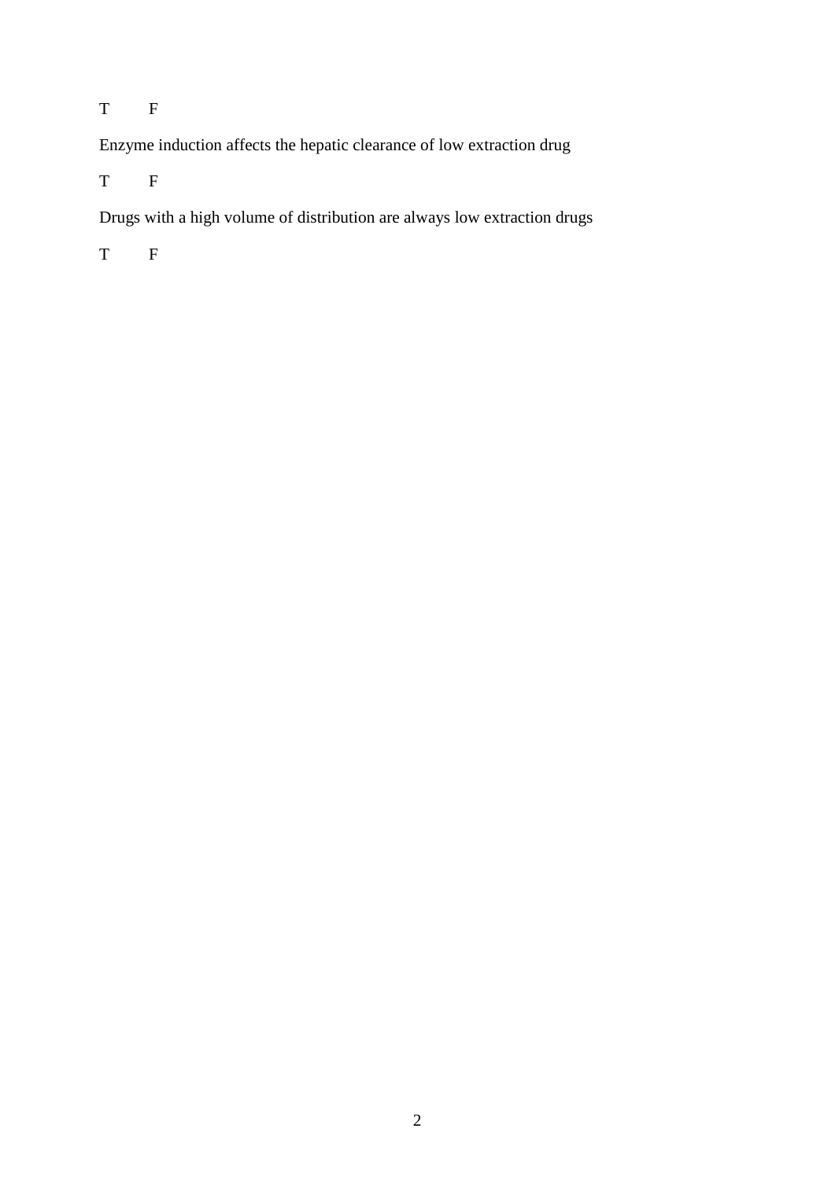T F

Enzyme induction affects the hepatic clearance of low extraction drug

T F

Drugs with a high volume of distribution are always low extraction drugs

T F